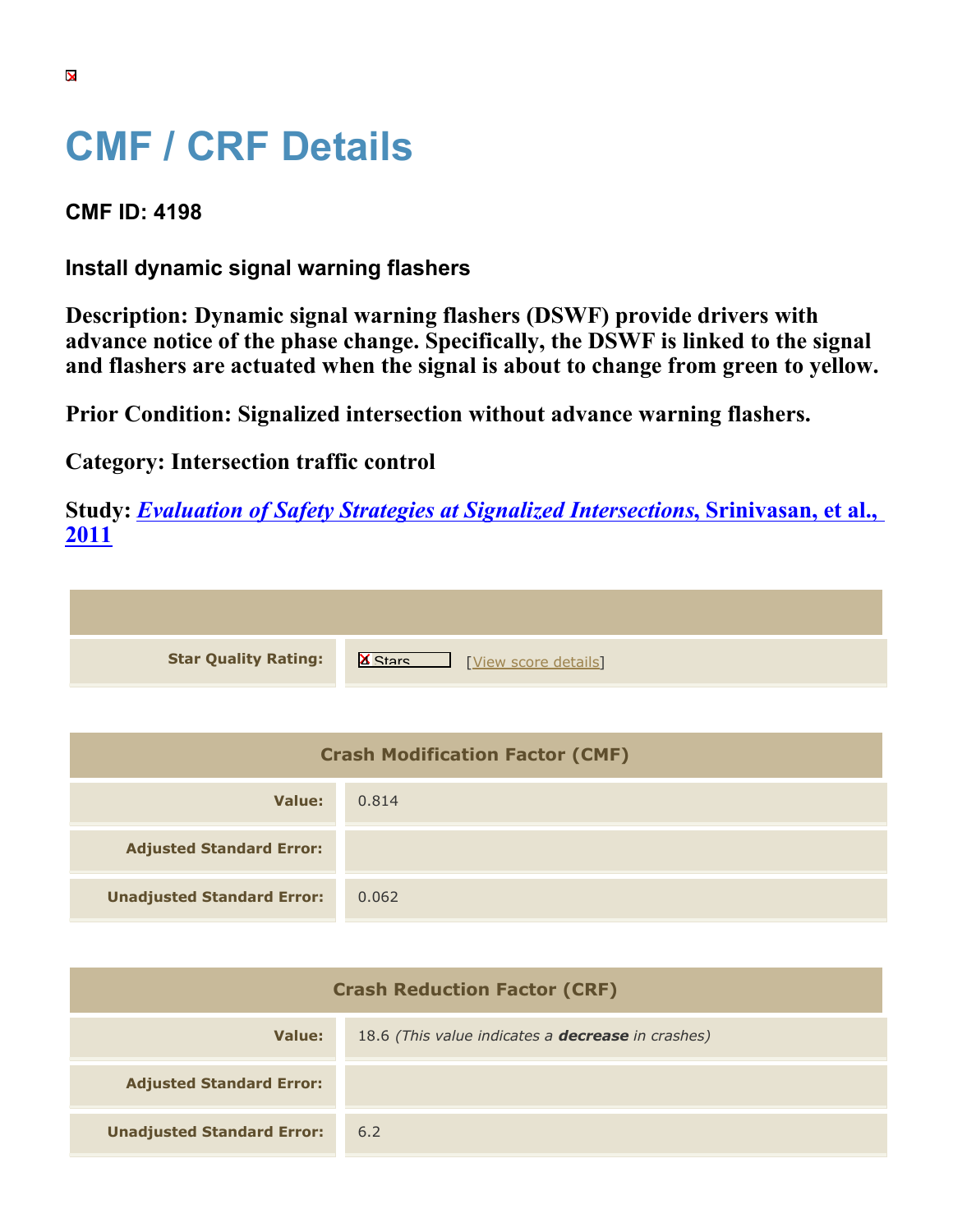# CMF / CRF Details

**CMF ID: 4198**

**Install dynamic signal warning flashers**

**Description: Dynamic signal warning flashers (DSWF) provide drivers with advance notice of the phase change. Specifically, the DSWF is linked to the signal and flashers are actuated when the signal is about to change from green to yellow.**

**Prior Condition: Signalized intersection without advance warning flashers.**

**Category: Intersection traffic control**

**Study: *Evaluation of Safety Strategies at Signalized Intersections*, Srinivasan, et al., 2011**

| | |
|---|---|
| **Star Quality Rating:** | Stars [View score details] |

| Crash Modification Factor (CMF) | |
|---|---|
| **Value:** | 0.814 |
| **Adjusted Standard Error:** | |
| **Unadjusted Standard Error:** | 0.062 |

| Crash Reduction Factor (CRF) | |
|---|---|
| **Value:** | 18.6 *(This value indicates a **decrease** in crashes)* |
| **Adjusted Standard Error:** | |
| **Unadjusted Standard Error:** | 6.2 |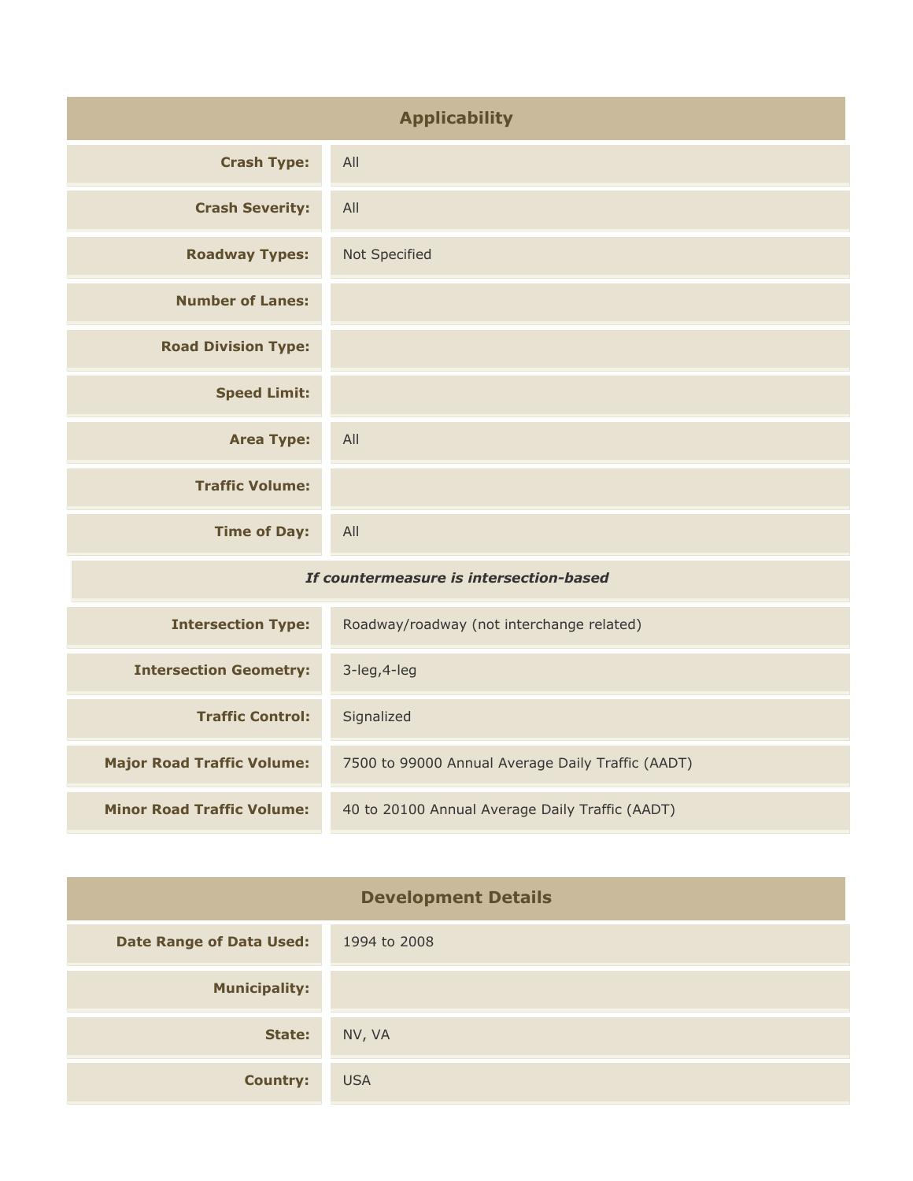## Applicability

| | |
|---|---|
| **Crash Type:** | All |
| **Crash Severity:** | All |
| **Roadway Types:** | Not Specified |
| **Number of Lanes:** | |
| **Road Division Type:** | |
| **Speed Limit:** | |
| **Area Type:** | All |
| **Traffic Volume:** | |
| **Time of Day:** | All |
| ***If countermeasure is intersection-based*** | |
| **Intersection Type:** | Roadway/roadway (not interchange related) |
| **Intersection Geometry:** | 3-leg,4-leg |
| **Traffic Control:** | Signalized |
| **Major Road Traffic Volume:** | 7500 to 99000 Annual Average Daily Traffic (AADT) |
| **Minor Road Traffic Volume:** | 40 to 20100 Annual Average Daily Traffic (AADT) |

## Development Details

| | |
|---|---|
| **Date Range of Data Used:** | 1994 to 2008 |
| **Municipality:** | |
| **State:** | NV, VA |
| **Country:** | USA |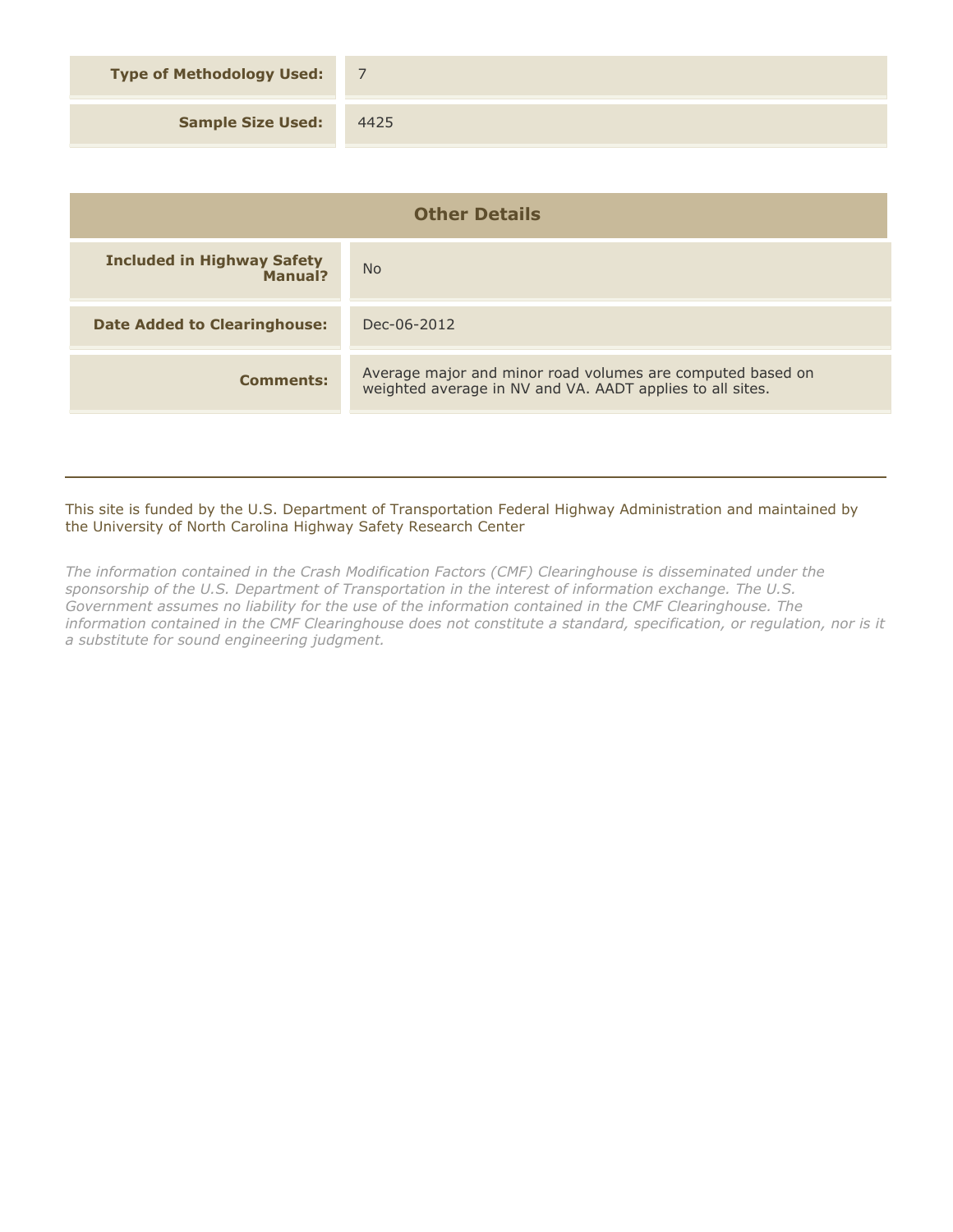| | |
|---|---|
| **Type of Methodology Used:** | 7 |
| **Sample Size Used:** | 4425 |

## Other Details

| | |
|---|---|
| **Included in Highway Safety Manual?** | No |
| **Date Added to Clearinghouse:** | Dec-06-2012 |
| **Comments:** | Average major and minor road volumes are computed based on weighted average in NV and VA. AADT applies to all sites. |

---

This site is funded by the U.S. Department of Transportation Federal Highway Administration and maintained by the University of North Carolina Highway Safety Research Center

*The information contained in the Crash Modification Factors (CMF) Clearinghouse is disseminated under the sponsorship of the U.S. Department of Transportation in the interest of information exchange. The U.S. Government assumes no liability for the use of the information contained in the CMF Clearinghouse. The information contained in the CMF Clearinghouse does not constitute a standard, specification, or regulation, nor is it a substitute for sound engineering judgment.*